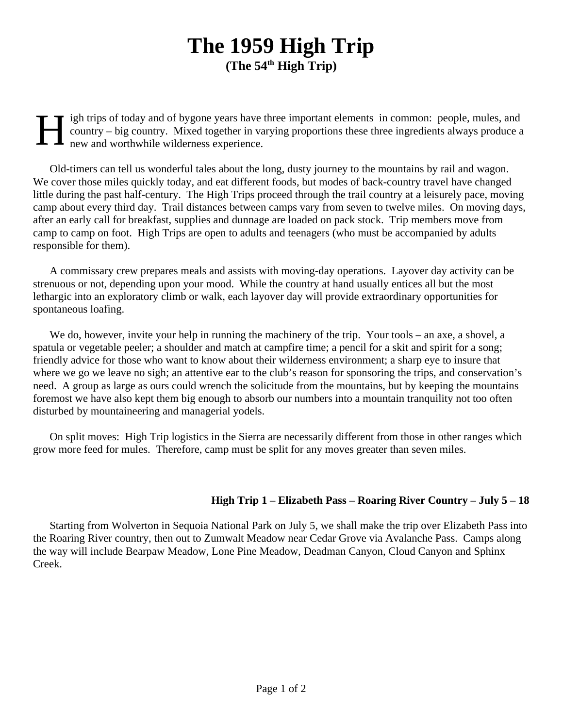# The 1959 High Trip

**(The 54th High Trip)**

High trips of today and of bygone years have three important elements in common: people, mules, and country – big country. Mixed together in varying proportions these three ingredients always produce a new and worthwhile wilderness experience.

Old-timers can tell us wonderful tales about the long, dusty journey to the mountains by rail and wagon. We cover those miles quickly today, and eat different foods, but modes of back-country travel have changed little during the past half-century. The High Trips proceed through the trail country at a leisurely pace, moving camp about every third day. Trail distances between camps vary from seven to twelve miles. On moving days, after an early call for breakfast, supplies and dunnage are loaded on pack stock. Trip members move from camp to camp on foot. High Trips are open to adults and teenagers (who must be accompanied by adults responsible for them).

A commissary crew prepares meals and assists with moving-day operations. Layover day activity can be strenuous or not, depending upon your mood. While the country at hand usually entices all but the most lethargic into an exploratory climb or walk, each layover day will provide extraordinary opportunities for spontaneous loafing.

We do, however, invite your help in running the machinery of the trip. Your tools – an axe, a shovel, a spatula or vegetable peeler; a shoulder and match at campfire time; a pencil for a skit and spirit for a song; friendly advice for those who want to know about their wilderness environment; a sharp eye to insure that where we go we leave no sigh; an attentive ear to the club's reason for sponsoring the trips, and conservation's need. A group as large as ours could wrench the solicitude from the mountains, but by keeping the mountains foremost we have also kept them big enough to absorb our numbers into a mountain tranquility not too often disturbed by mountaineering and managerial yodels.

On split moves: High Trip logistics in the Sierra are necessarily different from those in other ranges which grow more feed for mules. Therefore, camp must be split for any moves greater than seven miles.

**High Trip 1 – Elizabeth Pass – Roaring River Country – July 5 – 18**

Starting from Wolverton in Sequoia National Park on July 5, we shall make the trip over Elizabeth Pass into the Roaring River country, then out to Zumwalt Meadow near Cedar Grove via Avalanche Pass. Camps along the way will include Bearpaw Meadow, Lone Pine Meadow, Deadman Canyon, Cloud Canyon and Sphinx Creek.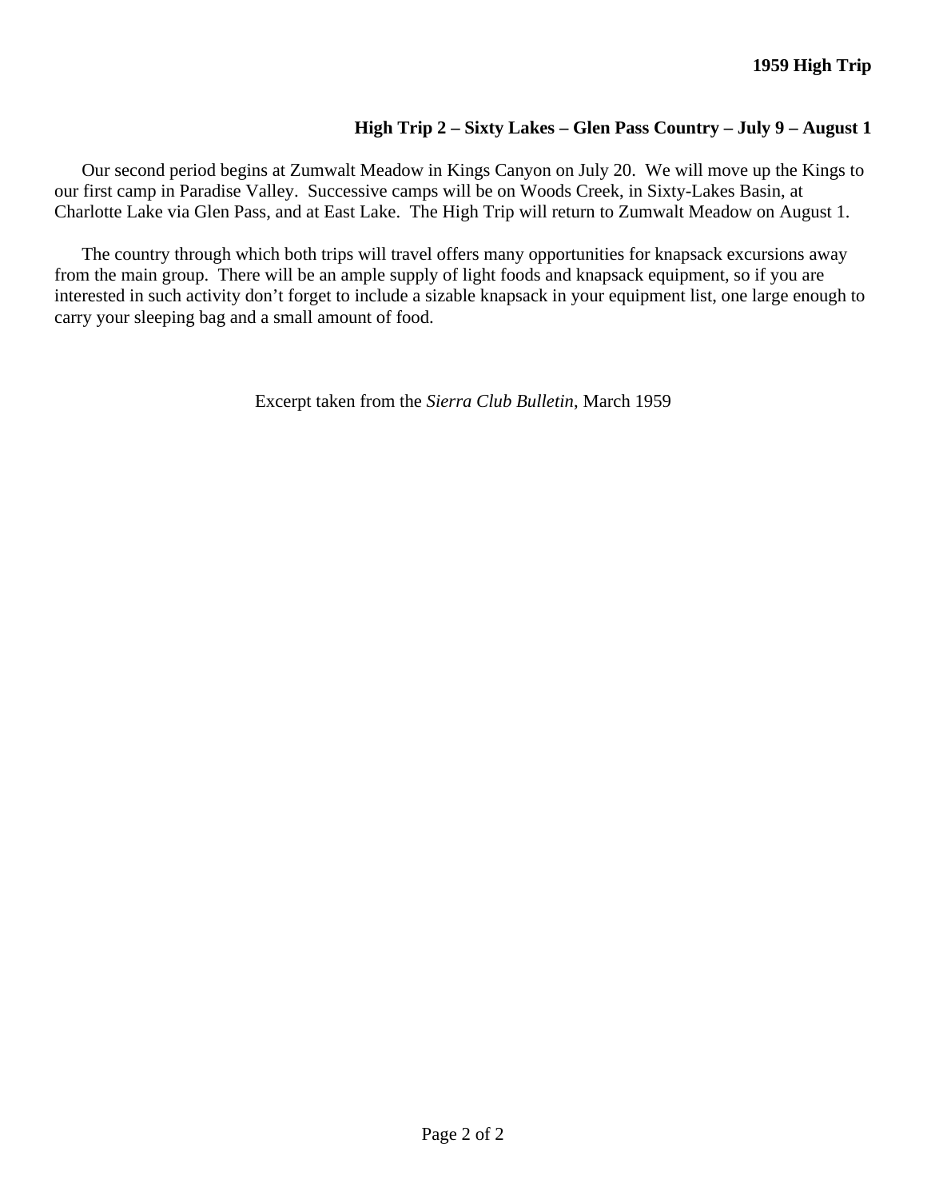**High Trip 2 – Sixty Lakes – Glen Pass Country – July 9 – August 1**

Our second period begins at Zumwalt Meadow in Kings Canyon on July 20. We will move up the Kings to our first camp in Paradise Valley. Successive camps will be on Woods Creek, in Sixty-Lakes Basin, at Charlotte Lake via Glen Pass, and at East Lake. The High Trip will return to Zumwalt Meadow on August 1.

The country through which both trips will travel offers many opportunities for knapsack excursions away from the main group. There will be an ample supply of light foods and knapsack equipment, so if you are interested in such activity don't forget to include a sizable knapsack in your equipment list, one large enough to carry your sleeping bag and a small amount of food.

Excerpt taken from the *Sierra Club Bulletin*, March 1959